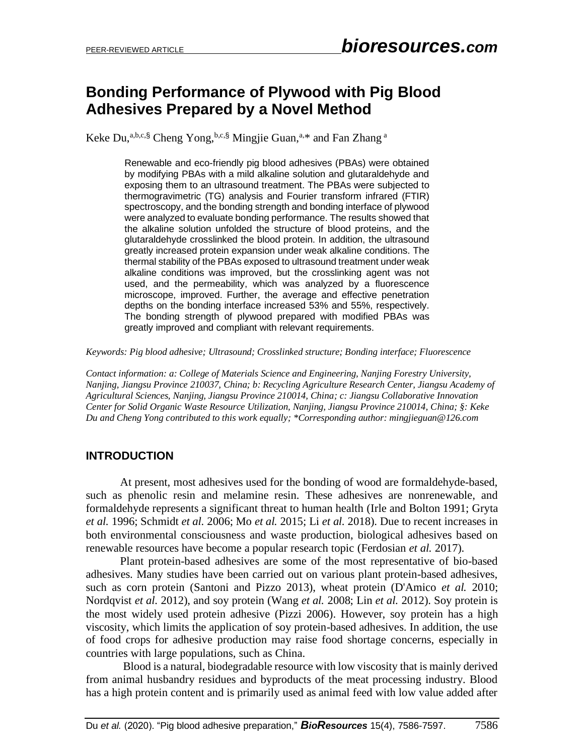# Bonding Performance of Plywood with Pig Blood Adhesives Prepared by a Novel Method

Keke Du,[a,b,c,§] Cheng Yong,[b,c,§] Mingjie Guan,[a,*] and Fan Zhang [a]

Renewable and eco-friendly pig blood adhesives (PBAs) were obtained by modifying PBAs with a mild alkaline solution and glutaraldehyde and exposing them to an ultrasound treatment. The PBAs were subjected to thermogravimetric (TG) analysis and Fourier transform infrared (FTIR) spectroscopy, and the bonding strength and bonding interface of plywood were analyzed to evaluate bonding performance. The results showed that the alkaline solution unfolded the structure of blood proteins, and the glutaraldehyde crosslinked the blood protein. In addition, the ultrasound greatly increased protein expansion under weak alkaline conditions. The thermal stability of the PBAs exposed to ultrasound treatment under weak alkaline conditions was improved, but the crosslinking agent was not used, and the permeability, which was analyzed by a fluorescence microscope, improved. Further, the average and effective penetration depths on the bonding interface increased 53% and 55%, respectively. The bonding strength of plywood prepared with modified PBAs was greatly improved and compliant with relevant requirements.

*Keywords: Pig blood adhesive; Ultrasound; Crosslinked structure; Bonding interface; Fluorescence*

*Contact information: a: College of Materials Science and Engineering, Nanjing Forestry University, Nanjing, Jiangsu Province 210037, China; b: Recycling Agriculture Research Center, Jiangsu Academy of Agricultural Sciences, Nanjing, Jiangsu Province 210014, China; c: Jiangsu Collaborative Innovation Center for Solid Organic Waste Resource Utilization, Nanjing, Jiangsu Province 210014, China; §: Keke Du and Cheng Yong contributed to this work equally; *Corresponding author: mingjieguan@126.com*

## INTRODUCTION

At present, most adhesives used for the bonding of wood are formaldehyde-based, such as phenolic resin and melamine resin. These adhesives are nonrenewable, and formaldehyde represents a significant threat to human health (Irle and Bolton 1991; Gryta *et al.* 1996; Schmidt *et al.* 2006; Mo *et al.* 2015; Li *et al.* 2018). Due to recent increases in both environmental consciousness and waste production, biological adhesives based on renewable resources have become a popular research topic (Ferdosian *et al.* 2017).

Plant protein-based adhesives are some of the most representative of bio-based adhesives. Many studies have been carried out on various plant protein-based adhesives, such as corn protein (Santoni and Pizzo 2013), wheat protein (D'Amico *et al.* 2010; Nordqvist *et al.* 2012), and soy protein (Wang *et al.* 2008; Lin *et al.* 2012). Soy protein is the most widely used protein adhesive (Pizzi 2006). However, soy protein has a high viscosity, which limits the application of soy protein-based adhesives. In addition, the use of food crops for adhesive production may raise food shortage concerns, especially in countries with large populations, such as China.

Blood is a natural, biodegradable resource with low viscosity that is mainly derived from animal husbandry residues and byproducts of the meat processing industry. Blood has a high protein content and is primarily used as animal feed with low value added after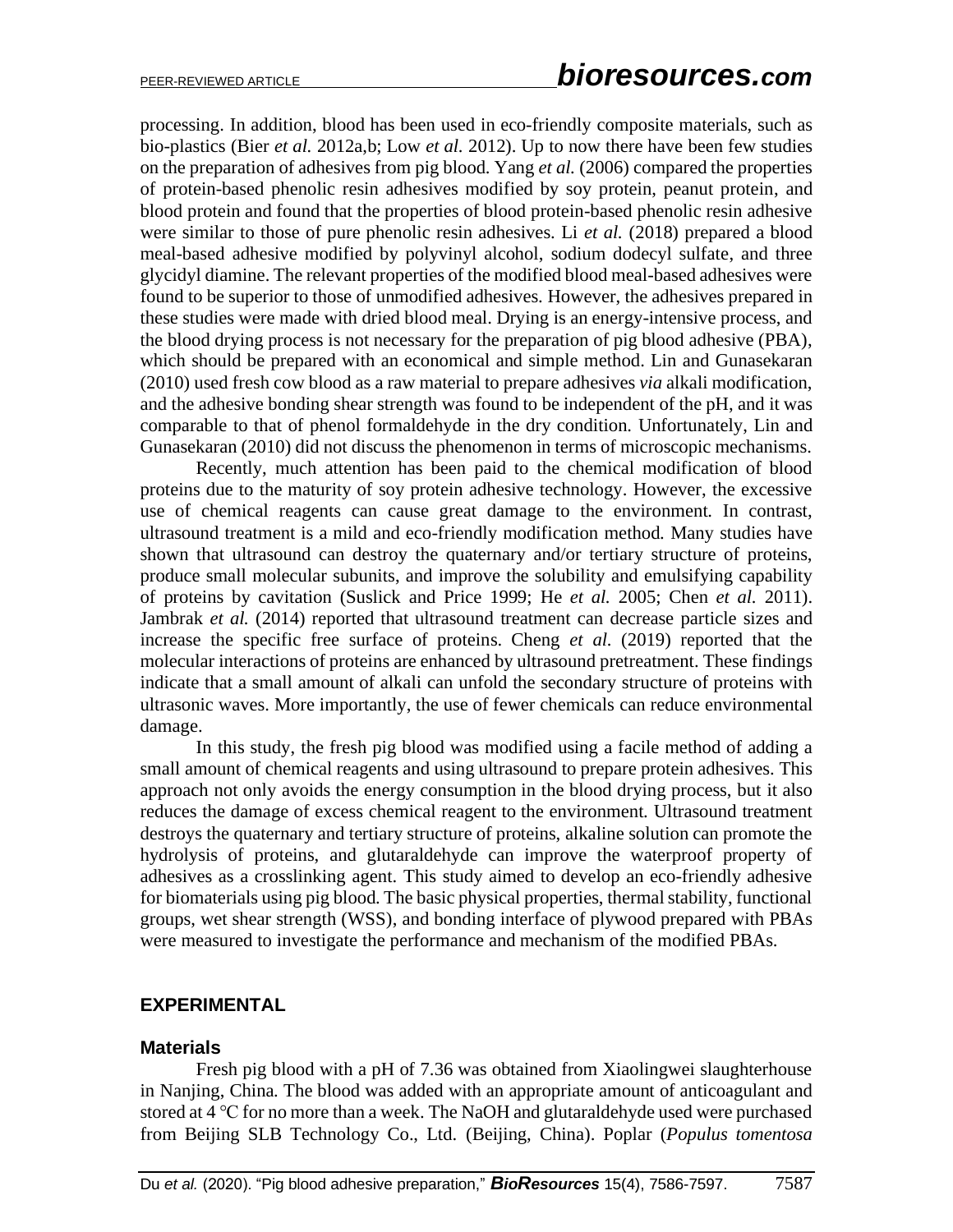processing. In addition, blood has been used in eco-friendly composite materials, such as bio-plastics (Bier *et al.* 2012a,b; Low *et al.* 2012). Up to now there have been few studies on the preparation of adhesives from pig blood. Yang *et al.* (2006) compared the properties of protein-based phenolic resin adhesives modified by soy protein, peanut protein, and blood protein and found that the properties of blood protein-based phenolic resin adhesive were similar to those of pure phenolic resin adhesives. Li *et al.* (2018) prepared a blood meal-based adhesive modified by polyvinyl alcohol, sodium dodecyl sulfate, and three glycidyl diamine. The relevant properties of the modified blood meal-based adhesives were found to be superior to those of unmodified adhesives. However, the adhesives prepared in these studies were made with dried blood meal. Drying is an energy-intensive process, and the blood drying process is not necessary for the preparation of pig blood adhesive (PBA), which should be prepared with an economical and simple method. Lin and Gunasekaran (2010) used fresh cow blood as a raw material to prepare adhesives *via* alkali modification, and the adhesive bonding shear strength was found to be independent of the pH, and it was comparable to that of phenol formaldehyde in the dry condition. Unfortunately, Lin and Gunasekaran (2010) did not discuss the phenomenon in terms of microscopic mechanisms.

Recently, much attention has been paid to the chemical modification of blood proteins due to the maturity of soy protein adhesive technology. However, the excessive use of chemical reagents can cause great damage to the environment. In contrast, ultrasound treatment is a mild and eco-friendly modification method. Many studies have shown that ultrasound can destroy the quaternary and/or tertiary structure of proteins, produce small molecular subunits, and improve the solubility and emulsifying capability of proteins by cavitation (Suslick and Price 1999; He *et al.* 2005; Chen *et al.* 2011). Jambrak *et al.* (2014) reported that ultrasound treatment can decrease particle sizes and increase the specific free surface of proteins. Cheng *et al.* (2019) reported that the molecular interactions of proteins are enhanced by ultrasound pretreatment. These findings indicate that a small amount of alkali can unfold the secondary structure of proteins with ultrasonic waves. More importantly, the use of fewer chemicals can reduce environmental damage.

In this study, the fresh pig blood was modified using a facile method of adding a small amount of chemical reagents and using ultrasound to prepare protein adhesives. This approach not only avoids the energy consumption in the blood drying process, but it also reduces the damage of excess chemical reagent to the environment. Ultrasound treatment destroys the quaternary and tertiary structure of proteins, alkaline solution can promote the hydrolysis of proteins, and glutaraldehyde can improve the waterproof property of adhesives as a crosslinking agent. This study aimed to develop an eco-friendly adhesive for biomaterials using pig blood. The basic physical properties, thermal stability, functional groups, wet shear strength (WSS), and bonding interface of plywood prepared with PBAs were measured to investigate the performance and mechanism of the modified PBAs.

## EXPERIMENTAL

### Materials

Fresh pig blood with a pH of 7.36 was obtained from Xiaolingwei slaughterhouse in Nanjing, China. The blood was added with an appropriate amount of anticoagulant and stored at 4 °C for no more than a week. The NaOH and glutaraldehyde used were purchased from Beijing SLB Technology Co., Ltd. (Beijing, China). Poplar (*Populus tomentosa*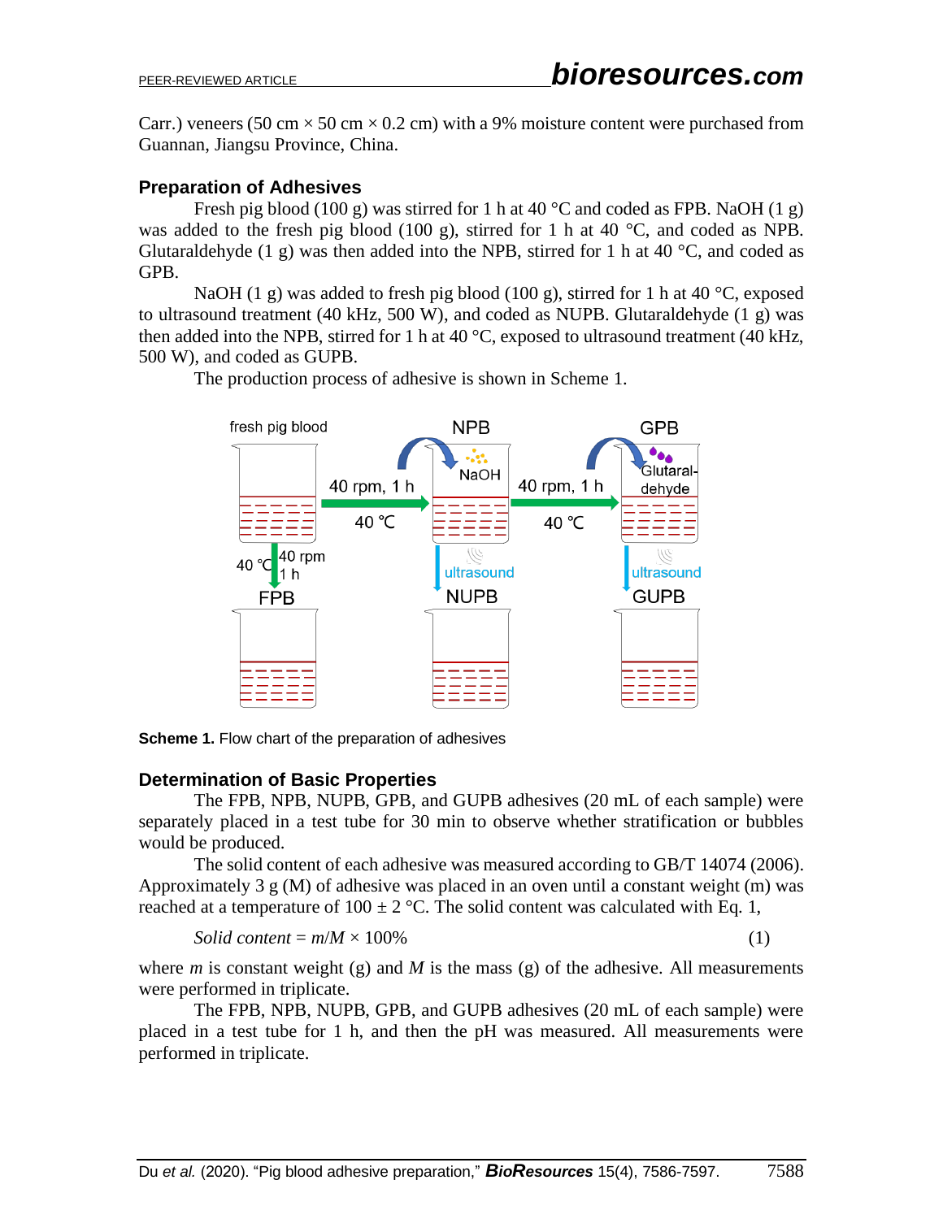Carr.) veneers (50 cm × 50 cm × 0.2 cm) with a 9% moisture content were purchased from Guannan, Jiangsu Province, China.

### Preparation of Adhesives

Fresh pig blood (100 g) was stirred for 1 h at 40 °C and coded as FPB. NaOH (1 g) was added to the fresh pig blood (100 g), stirred for 1 h at 40 °C, and coded as NPB. Glutaraldehyde (1 g) was then added into the NPB, stirred for 1 h at 40 °C, and coded as GPB.

NaOH (1 g) was added to fresh pig blood (100 g), stirred for 1 h at 40 °C, exposed to ultrasound treatment (40 kHz, 500 W), and coded as NUPB. Glutaraldehyde (1 g) was then added into the NPB, stirred for 1 h at 40 °C, exposed to ultrasound treatment (40 kHz, 500 W), and coded as GUPB.

The production process of adhesive is shown in Scheme 1.

**Scheme 1.** Flow chart of the preparation of adhesives

### Determination of Basic Properties

The FPB, NPB, NUPB, GPB, and GUPB adhesives (20 mL of each sample) were separately placed in a test tube for 30 min to observe whether stratification or bubbles would be produced.

The solid content of each adhesive was measured according to GB/T 14074 (2006). Approximately 3 g (M) of adhesive was placed in an oven until a constant weight (m) was reached at a temperature of 100 ± 2 °C. The solid content was calculated with Eq. 1,

$$\textit{Solid content} = m/M \times 100\% \tag{1}$$

where $m$ is constant weight (g) and $M$ is the mass (g) of the adhesive. All measurements were performed in triplicate.

The FPB, NPB, NUPB, GPB, and GUPB adhesives (20 mL of each sample) were placed in a test tube for 1 h, and then the pH was measured. All measurements were performed in triplicate.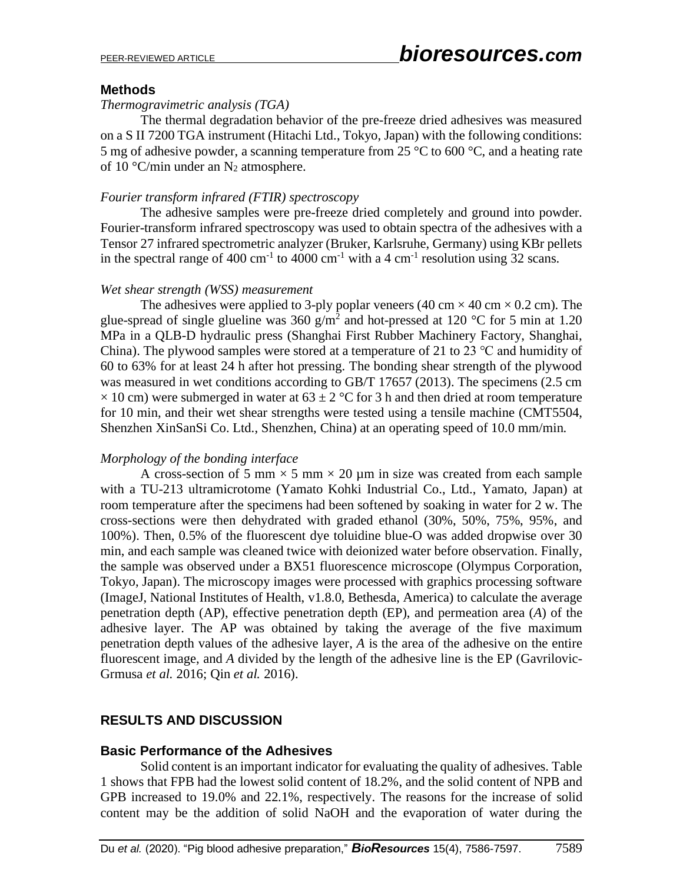## Methods

*Thermogravimetric analysis (TGA)*

The thermal degradation behavior of the pre-freeze dried adhesives was measured on a S II 7200 TGA instrument (Hitachi Ltd., Tokyo, Japan) with the following conditions: 5 mg of adhesive powder, a scanning temperature from 25 °C to 600 °C, and a heating rate of 10 °C/min under an $N_2$ atmosphere.

*Fourier transform infrared (FTIR) spectroscopy*

The adhesive samples were pre-freeze dried completely and ground into powder. Fourier-transform infrared spectroscopy was used to obtain spectra of the adhesives with a Tensor 27 infrared spectrometric analyzer (Bruker, Karlsruhe, Germany) using KBr pellets in the spectral range of 400 $cm^{-1}$ to 4000 $cm^{-1}$ with a 4 $cm^{-1}$ resolution using 32 scans.

*Wet shear strength (WSS) measurement*

The adhesives were applied to 3-ply poplar veneers (40 cm × 40 cm × 0.2 cm). The glue-spread of single glueline was 360 $g/m^2$ and hot-pressed at 120 °C for 5 min at 1.20 MPa in a QLB-D hydraulic press (Shanghai First Rubber Machinery Factory, Shanghai, China). The plywood samples were stored at a temperature of 21 to 23 ℃ and humidity of 60 to 63% for at least 24 h after hot pressing. The bonding shear strength of the plywood was measured in wet conditions according to GB/T 17657 (2013). The specimens (2.5 cm × 10 cm) were submerged in water at 63 ± 2 °C for 3 h and then dried at room temperature for 10 min, and their wet shear strengths were tested using a tensile machine (CMT5504, Shenzhen XinSanSi Co. Ltd., Shenzhen, China) at an operating speed of 10.0 mm/min.

*Morphology of the bonding interface*

A cross-section of 5 mm × 5 mm × 20 µm in size was created from each sample with a TU-213 ultramicrotome (Yamato Kohki Industrial Co., Ltd., Yamato, Japan) at room temperature after the specimens had been softened by soaking in water for 2 w. The cross-sections were then dehydrated with graded ethanol (30%, 50%, 75%, 95%, and 100%). Then, 0.5% of the fluorescent dye toluidine blue-O was added dropwise over 30 min, and each sample was cleaned twice with deionized water before observation. Finally, the sample was observed under a BX51 fluorescence microscope (Olympus Corporation, Tokyo, Japan). The microscopy images were processed with graphics processing software (ImageJ, National Institutes of Health, v1.8.0, Bethesda, America) to calculate the average penetration depth (AP), effective penetration depth (EP), and permeation area ($A$) of the adhesive layer. The AP was obtained by taking the average of the five maximum penetration depth values of the adhesive layer, $A$ is the area of the adhesive on the entire fluorescent image, and $A$ divided by the length of the adhesive line is the EP (Gavrilovic-Grmusa *et al.* 2016; Qin *et al.* 2016).

# RESULTS AND DISCUSSION

## Basic Performance of the Adhesives

Solid content is an important indicator for evaluating the quality of adhesives. Table 1 shows that FPB had the lowest solid content of 18.2%, and the solid content of NPB and GPB increased to 19.0% and 22.1%, respectively. The reasons for the increase of solid content may be the addition of solid NaOH and the evaporation of water during the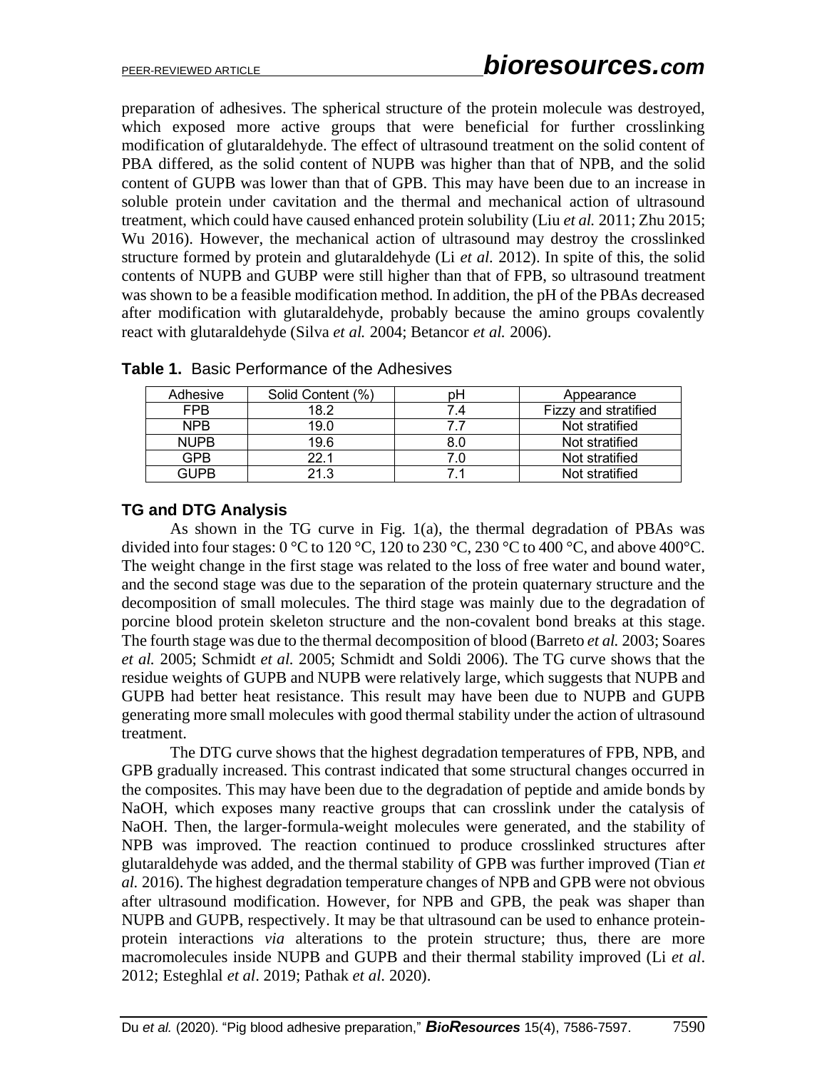preparation of adhesives. The spherical structure of the protein molecule was destroyed, which exposed more active groups that were beneficial for further crosslinking modification of glutaraldehyde. The effect of ultrasound treatment on the solid content of PBA differed, as the solid content of NUPB was higher than that of NPB, and the solid content of GUPB was lower than that of GPB. This may have been due to an increase in soluble protein under cavitation and the thermal and mechanical action of ultrasound treatment, which could have caused enhanced protein solubility (Liu *et al.* 2011; Zhu 2015; Wu 2016). However, the mechanical action of ultrasound may destroy the crosslinked structure formed by protein and glutaraldehyde (Li *et al.* 2012). In spite of this, the solid contents of NUPB and GUBP were still higher than that of FPB, so ultrasound treatment was shown to be a feasible modification method. In addition, the pH of the PBAs decreased after modification with glutaraldehyde, probably because the amino groups covalently react with glutaraldehyde (Silva *et al.* 2004; Betancor *et al.* 2006).

**Table 1.** Basic Performance of the Adhesives

| Adhesive | Solid Content (%) | pH | Appearance |
|---|---|---|---|
| FPB | 18.2 | 7.4 | Fizzy and stratified |
| NPB | 19.0 | 7.7 | Not stratified |
| NUPB | 19.6 | 8.0 | Not stratified |
| GPB | 22.1 | 7.0 | Not stratified |
| GUPB | 21.3 | 7.1 | Not stratified |

### TG and DTG Analysis

As shown in the TG curve in Fig. 1(a), the thermal degradation of PBAs was divided into four stages: 0 °C to 120 °C, 120 to 230 °C, 230 °C to 400 °C, and above 400°C. The weight change in the first stage was related to the loss of free water and bound water, and the second stage was due to the separation of the protein quaternary structure and the decomposition of small molecules. The third stage was mainly due to the degradation of porcine blood protein skeleton structure and the non-covalent bond breaks at this stage. The fourth stage was due to the thermal decomposition of blood (Barreto *et al.* 2003; Soares *et al.* 2005; Schmidt *et al.* 2005; Schmidt and Soldi 2006). The TG curve shows that the residue weights of GUPB and NUPB were relatively large, which suggests that NUPB and GUPB had better heat resistance. This result may have been due to NUPB and GUPB generating more small molecules with good thermal stability under the action of ultrasound treatment.

The DTG curve shows that the highest degradation temperatures of FPB, NPB, and GPB gradually increased. This contrast indicated that some structural changes occurred in the composites. This may have been due to the degradation of peptide and amide bonds by NaOH, which exposes many reactive groups that can crosslink under the catalysis of NaOH. Then, the larger-formula-weight molecules were generated, and the stability of NPB was improved. The reaction continued to produce crosslinked structures after glutaraldehyde was added, and the thermal stability of GPB was further improved (Tian *et al.* 2016). The highest degradation temperature changes of NPB and GPB were not obvious after ultrasound modification. However, for NPB and GPB, the peak was shaper than NUPB and GUPB, respectively. It may be that ultrasound can be used to enhance protein-protein interactions *via* alterations to the protein structure; thus, there are more macromolecules inside NUPB and GUPB and their thermal stability improved (Li *et al*. 2012; Esteghlal *et al*. 2019; Pathak *et al.* 2020).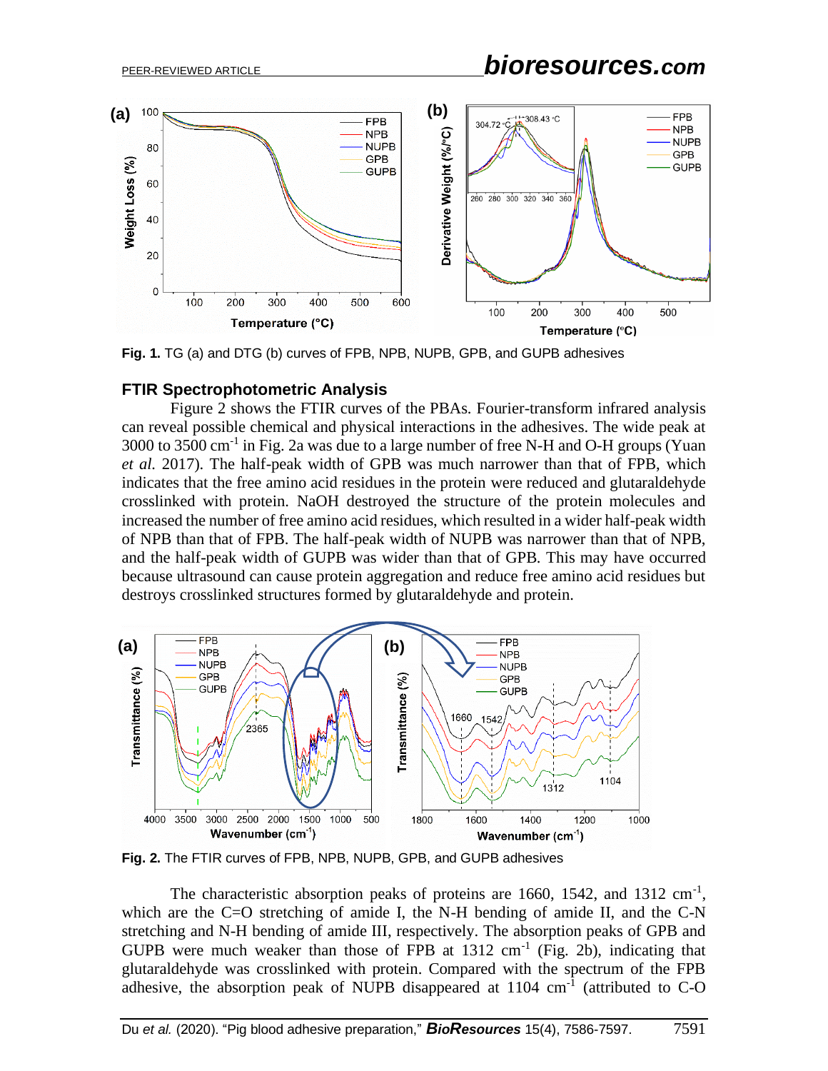**Fig. 1.** TG (a) and DTG (b) curves of FPB, NPB, NUPB, GPB, and GUPB adhesives

### FTIR Spectrophotometric Analysis

Figure 2 shows the FTIR curves of the PBAs. Fourier-transform infrared analysis can reveal possible chemical and physical interactions in the adhesives. The wide peak at 3000 to 3500 $cm^{-1}$ in Fig. 2a was due to a large number of free N-H and O-H groups (Yuan *et al.* 2017). The half-peak width of GPB was much narrower than that of FPB, which indicates that the free amino acid residues in the protein were reduced and glutaraldehyde crosslinked with protein. NaOH destroyed the structure of the protein molecules and increased the number of free amino acid residues, which resulted in a wider half-peak width of NPB than that of FPB. The half-peak width of NUPB was narrower than that of NPB, and the half-peak width of GUPB was wider than that of GPB. This may have occurred because ultrasound can cause protein aggregation and reduce free amino acid residues but destroys crosslinked structures formed by glutaraldehyde and protein.

**Fig. 2.** The FTIR curves of FPB, NPB, NUPB, GPB, and GUPB adhesives

The characteristic absorption peaks of proteins are 1660, 1542, and 1312 $cm^{-1}$, which are the C=O stretching of amide I, the N-H bending of amide II, and the C-N stretching and N-H bending of amide III, respectively. The absorption peaks of GPB and GUPB were much weaker than those of FPB at 1312 $cm^{-1}$ (Fig. 2b), indicating that glutaraldehyde was crosslinked with protein. Compared with the spectrum of the FPB adhesive, the absorption peak of NUPB disappeared at 1104 $cm^{-1}$ (attributed to C-O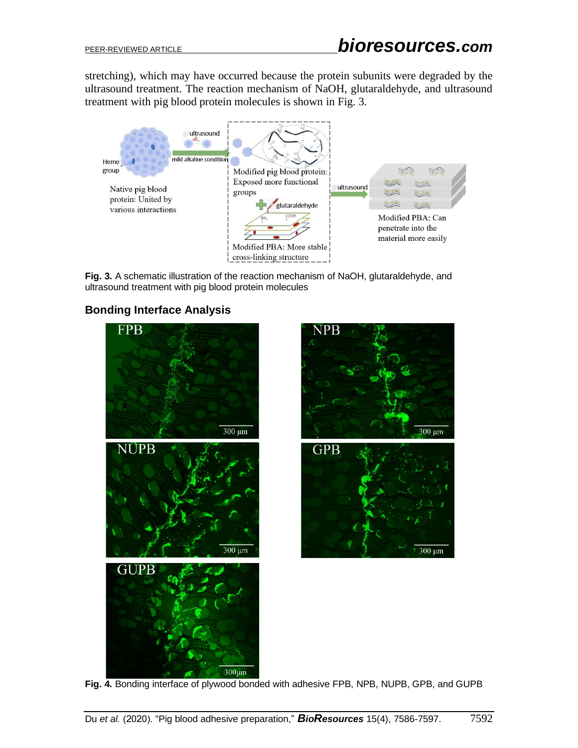stretching), which may have occurred because the protein subunits were degraded by the ultrasound treatment. The reaction mechanism of NaOH, glutaraldehyde, and ultrasound treatment with pig blood protein molecules is shown in Fig. 3.

**Fig. 3.** A schematic illustration of the reaction mechanism of NaOH, glutaraldehyde, and ultrasound treatment with pig blood protein molecules

## Bonding Interface Analysis

**Fig. 4.** Bonding interface of plywood bonded with adhesive FPB, NPB, NUPB, GPB, and GUPB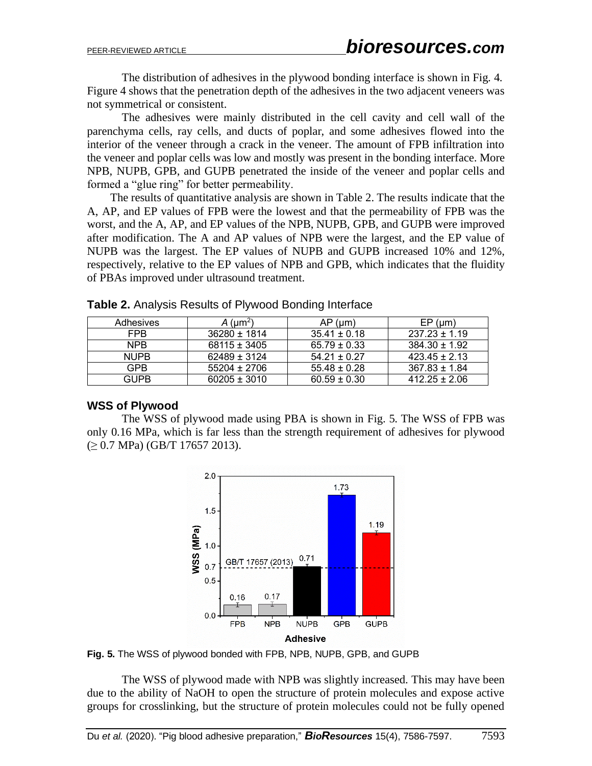The distribution of adhesives in the plywood bonding interface is shown in Fig. 4. Figure 4 shows that the penetration depth of the adhesives in the two adjacent veneers was not symmetrical or consistent.

The adhesives were mainly distributed in the cell cavity and cell wall of the parenchyma cells, ray cells, and ducts of poplar, and some adhesives flowed into the interior of the veneer through a crack in the veneer. The amount of FPB infiltration into the veneer and poplar cells was low and mostly was present in the bonding interface. More NPB, NUPB, GPB, and GUPB penetrated the inside of the veneer and poplar cells and formed a "glue ring" for better permeability.

The results of quantitative analysis are shown in Table 2. The results indicate that the A, AP, and EP values of FPB were the lowest and that the permeability of FPB was the worst, and the A, AP, and EP values of the NPB, NUPB, GPB, and GUPB were improved after modification. The A and AP values of NPB were the largest, and the EP value of NUPB was the largest. The EP values of NUPB and GUPB increased 10% and 12%, respectively, relative to the EP values of NPB and GPB, which indicates that the fluidity of PBAs improved under ultrasound treatment.

**Table 2.** Analysis Results of Plywood Bonding Interface

| Adhesives | $A$ (μm$^2$) | AP (μm) | EP (μm) |
|---|---|---|---|
| FPB | 36280 ± 1814 | 35.41 ± 0.18 | 237.23 ± 1.19 |
| NPB | 68115 ± 3405 | 65.79 ± 0.33 | 384.30 ± 1.92 |
| NUPB | 62489 ± 3124 | 54.21 ± 0.27 | 423.45 ± 2.13 |
| GPB | 55204 ± 2706 | 55.48 ± 0.28 | 367.83 ± 1.84 |
| GUPB | 60205 ± 3010 | 60.59 ± 0.30 | 412.25 ± 2.06 |

### WSS of Plywood

The WSS of plywood made using PBA is shown in Fig. 5. The WSS of FPB was only 0.16 MPa, which is far less than the strength requirement of adhesives for plywood (≥ 0.7 MPa) (GB/T 17657 2013).

**Fig. 5.** The WSS of plywood bonded with FPB, NPB, NUPB, GPB, and GUPB

The WSS of plywood made with NPB was slightly increased. This may have been due to the ability of NaOH to open the structure of protein molecules and expose active groups for crosslinking, but the structure of protein molecules could not be fully opened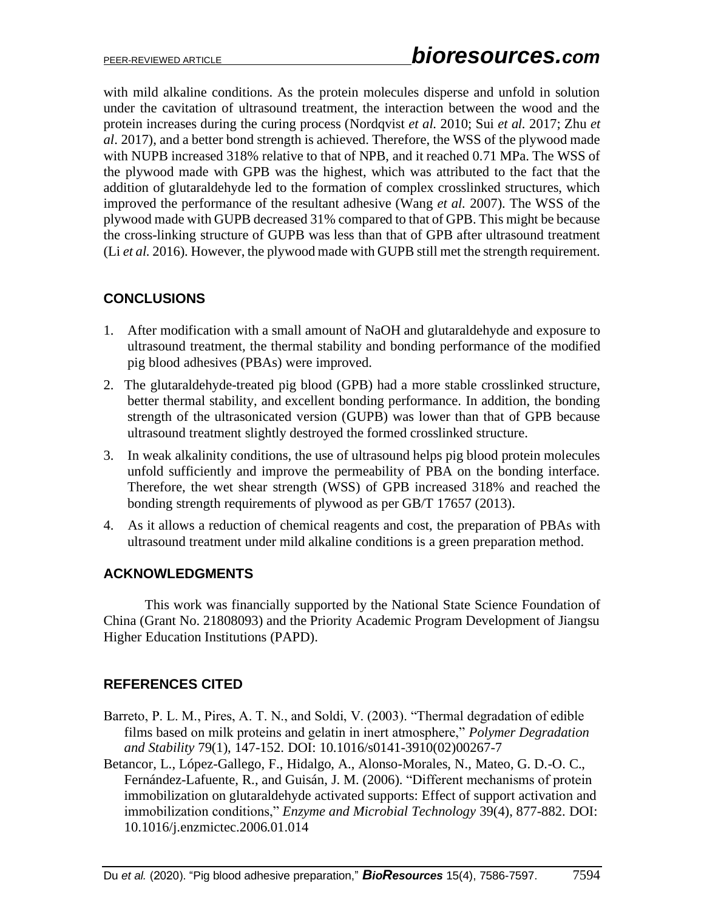with mild alkaline conditions. As the protein molecules disperse and unfold in solution under the cavitation of ultrasound treatment, the interaction between the wood and the protein increases during the curing process (Nordqvist *et al.* 2010; Sui *et al.* 2017; Zhu *et al*. 2017), and a better bond strength is achieved. Therefore, the WSS of the plywood made with NUPB increased 318% relative to that of NPB, and it reached 0.71 MPa. The WSS of the plywood made with GPB was the highest, which was attributed to the fact that the addition of glutaraldehyde led to the formation of complex crosslinked structures, which improved the performance of the resultant adhesive (Wang *et al.* 2007). The WSS of the plywood made with GUPB decreased 31% compared to that of GPB. This might be because the cross-linking structure of GUPB was less than that of GPB after ultrasound treatment (Li *et al.* 2016). However, the plywood made with GUPB still met the strength requirement.

## CONCLUSIONS

1. After modification with a small amount of NaOH and glutaraldehyde and exposure to ultrasound treatment, the thermal stability and bonding performance of the modified pig blood adhesives (PBAs) were improved.
2. The glutaraldehyde-treated pig blood (GPB) had a more stable crosslinked structure, better thermal stability, and excellent bonding performance. In addition, the bonding strength of the ultrasonicated version (GUPB) was lower than that of GPB because ultrasound treatment slightly destroyed the formed crosslinked structure.
3. In weak alkalinity conditions, the use of ultrasound helps pig blood protein molecules unfold sufficiently and improve the permeability of PBA on the bonding interface. Therefore, the wet shear strength (WSS) of GPB increased 318% and reached the bonding strength requirements of plywood as per GB/T 17657 (2013).
4. As it allows a reduction of chemical reagents and cost, the preparation of PBAs with ultrasound treatment under mild alkaline conditions is a green preparation method.

## ACKNOWLEDGMENTS

This work was financially supported by the National State Science Foundation of China (Grant No. 21808093) and the Priority Academic Program Development of Jiangsu Higher Education Institutions (PAPD).

## REFERENCES CITED

Barreto, P. L. M., Pires, A. T. N., and Soldi, V. (2003). "Thermal degradation of edible films based on milk proteins and gelatin in inert atmosphere," *Polymer Degradation and Stability* 79(1), 147-152. DOI: 10.1016/s0141-3910(02)00267-7

Betancor, L., López-Gallego, F., Hidalgo, A., Alonso-Morales, N., Mateo, G. D.-O. C., Fernández-Lafuente, R., and Guisán, J. M. (2006). "Different mechanisms of protein immobilization on glutaraldehyde activated supports: Effect of support activation and immobilization conditions," *Enzyme and Microbial Technology* 39(4), 877-882. DOI: 10.1016/j.enzmictec.2006.01.014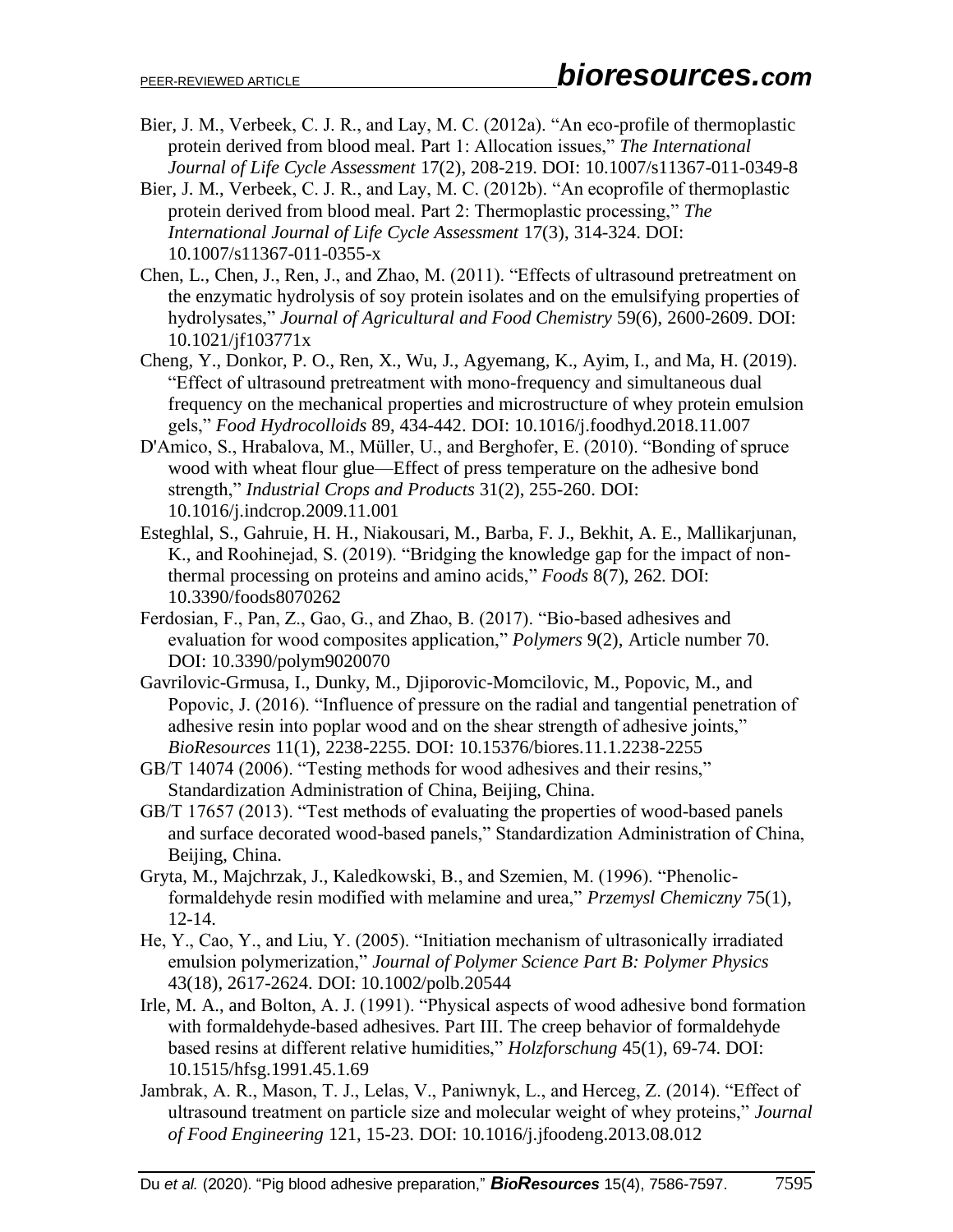Bier, J. M., Verbeek, C. J. R., and Lay, M. C. (2012a). "An eco-profile of thermoplastic protein derived from blood meal. Part 1: Allocation issues," *The International Journal of Life Cycle Assessment* 17(2), 208-219. DOI: 10.1007/s11367-011-0349-8

Bier, J. M., Verbeek, C. J. R., and Lay, M. C. (2012b). "An ecoprofile of thermoplastic protein derived from blood meal. Part 2: Thermoplastic processing," *The International Journal of Life Cycle Assessment* 17(3), 314-324. DOI: 10.1007/s11367-011-0355-x

Chen, L., Chen, J., Ren, J., and Zhao, M. (2011). "Effects of ultrasound pretreatment on the enzymatic hydrolysis of soy protein isolates and on the emulsifying properties of hydrolysates," *Journal of Agricultural and Food Chemistry* 59(6), 2600-2609. DOI: 10.1021/jf103771x

Cheng, Y., Donkor, P. O., Ren, X., Wu, J., Agyemang, K., Ayim, I., and Ma, H. (2019). "Effect of ultrasound pretreatment with mono-frequency and simultaneous dual frequency on the mechanical properties and microstructure of whey protein emulsion gels," *Food Hydrocolloids* 89, 434-442. DOI: 10.1016/j.foodhyd.2018.11.007

D'Amico, S., Hrabalova, M., Müller, U., and Berghofer, E. (2010). "Bonding of spruce wood with wheat flour glue—Effect of press temperature on the adhesive bond strength," *Industrial Crops and Products* 31(2), 255-260. DOI: 10.1016/j.indcrop.2009.11.001

Esteghlal, S., Gahruie, H. H., Niakousari, M., Barba, F. J., Bekhit, A. E., Mallikarjunan, K., and Roohinejad, S. (2019). "Bridging the knowledge gap for the impact of non-thermal processing on proteins and amino acids," *Foods* 8(7), 262. DOI: 10.3390/foods8070262

Ferdosian, F., Pan, Z., Gao, G., and Zhao, B. (2017). "Bio-based adhesives and evaluation for wood composites application," *Polymers* 9(2), Article number 70. DOI: 10.3390/polym9020070

Gavrilovic-Grmusa, I., Dunky, M., Djiporovic-Momcilovic, M., Popovic, M., and Popovic, J. (2016). "Influence of pressure on the radial and tangential penetration of adhesive resin into poplar wood and on the shear strength of adhesive joints," *BioResources* 11(1), 2238-2255. DOI: 10.15376/biores.11.1.2238-2255

GB/T 14074 (2006). "Testing methods for wood adhesives and their resins," Standardization Administration of China, Beijing, China.

GB/T 17657 (2013). "Test methods of evaluating the properties of wood-based panels and surface decorated wood-based panels," Standardization Administration of China, Beijing, China.

Gryta, M., Majchrzak, J., Kaledkowski, B., and Szemien, M. (1996). "Phenolic-formaldehyde resin modified with melamine and urea," *Przemysl Chemiczny* 75(1), 12-14.

He, Y., Cao, Y., and Liu, Y. (2005). "Initiation mechanism of ultrasonically irradiated emulsion polymerization," *Journal of Polymer Science Part B: Polymer Physics* 43(18), 2617-2624. DOI: 10.1002/polb.20544

Irle, M. A., and Bolton, A. J. (1991). "Physical aspects of wood adhesive bond formation with formaldehyde-based adhesives. Part III. The creep behavior of formaldehyde based resins at different relative humidities," *Holzforschung* 45(1), 69-74. DOI: 10.1515/hfsg.1991.45.1.69

Jambrak, A. R., Mason, T. J., Lelas, V., Paniwnyk, L., and Herceg, Z. (2014). "Effect of ultrasound treatment on particle size and molecular weight of whey proteins," *Journal of Food Engineering* 121, 15-23. DOI: 10.1016/j.jfoodeng.2013.08.012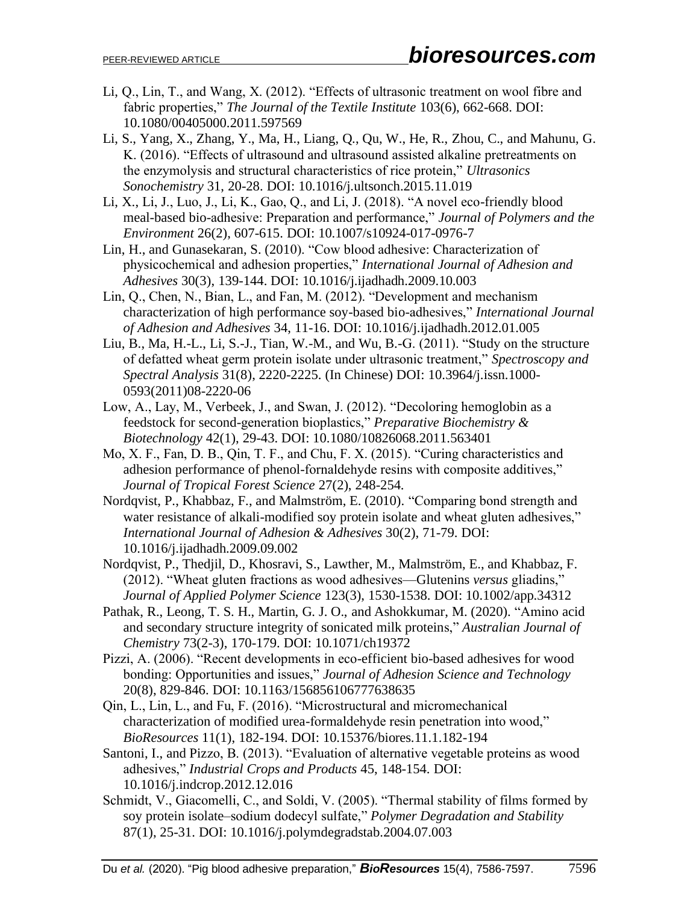Li, Q., Lin, T., and Wang, X. (2012). "Effects of ultrasonic treatment on wool fibre and fabric properties," *The Journal of the Textile Institute* 103(6), 662-668. DOI: 10.1080/00405000.2011.597569

Li, S., Yang, X., Zhang, Y., Ma, H., Liang, Q., Qu, W., He, R., Zhou, C., and Mahunu, G. K. (2016). "Effects of ultrasound and ultrasound assisted alkaline pretreatments on the enzymolysis and structural characteristics of rice protein," *Ultrasonics Sonochemistry* 31, 20-28. DOI: 10.1016/j.ultsonch.2015.11.019

Li, X., Li, J., Luo, J., Li, K., Gao, Q., and Li, J. (2018). "A novel eco-friendly blood meal-based bio-adhesive: Preparation and performance," *Journal of Polymers and the Environment* 26(2), 607-615. DOI: 10.1007/s10924-017-0976-7

Lin, H., and Gunasekaran, S. (2010). "Cow blood adhesive: Characterization of physicochemical and adhesion properties," *International Journal of Adhesion and Adhesives* 30(3), 139-144. DOI: 10.1016/j.ijadhadh.2009.10.003

Lin, Q., Chen, N., Bian, L., and Fan, M. (2012). "Development and mechanism characterization of high performance soy-based bio-adhesives," *International Journal of Adhesion and Adhesives* 34, 11-16. DOI: 10.1016/j.ijadhadh.2012.01.005

Liu, B., Ma, H.-L., Li, S.-J., Tian, W.-M., and Wu, B.-G. (2011). "Study on the structure of defatted wheat germ protein isolate under ultrasonic treatment," *Spectroscopy and Spectral Analysis* 31(8), 2220-2225. (In Chinese) DOI: 10.3964/j.issn.1000-0593(2011)08-2220-06

Low, A., Lay, M., Verbeek, J., and Swan, J. (2012). "Decoloring hemoglobin as a feedstock for second-generation bioplastics," *Preparative Biochemistry & Biotechnology* 42(1), 29-43. DOI: 10.1080/10826068.2011.563401

Mo, X. F., Fan, D. B., Qin, T. F., and Chu, F. X. (2015). "Curing characteristics and adhesion performance of phenol-fornaldehyde resins with composite additives," *Journal of Tropical Forest Science* 27(2), 248-254.

Nordqvist, P., Khabbaz, F., and Malmström, E. (2010). "Comparing bond strength and water resistance of alkali-modified soy protein isolate and wheat gluten adhesives," *International Journal of Adhesion & Adhesives* 30(2), 71-79. DOI: 10.1016/j.ijadhadh.2009.09.002

Nordqvist, P., Thedjil, D., Khosravi, S., Lawther, M., Malmström, E., and Khabbaz, F. (2012). "Wheat gluten fractions as wood adhesives—Glutenins *versus* gliadins," *Journal of Applied Polymer Science* 123(3), 1530-1538. DOI: 10.1002/app.34312

Pathak, R., Leong, T. S. H., Martin, G. J. O., and Ashokkumar, M. (2020). "Amino acid and secondary structure integrity of sonicated milk proteins," *Australian Journal of Chemistry* 73(2-3), 170-179. DOI: 10.1071/ch19372

Pizzi, A. (2006). "Recent developments in eco-efficient bio-based adhesives for wood bonding: Opportunities and issues," *Journal of Adhesion Science and Technology* 20(8), 829-846. DOI: 10.1163/156856106777638635

Qin, L., Lin, L., and Fu, F. (2016). "Microstructural and micromechanical characterization of modified urea-formaldehyde resin penetration into wood," *BioResources* 11(1), 182-194. DOI: 10.15376/biores.11.1.182-194

Santoni, I., and Pizzo, B. (2013). "Evaluation of alternative vegetable proteins as wood adhesives," *Industrial Crops and Products* 45, 148-154. DOI: 10.1016/j.indcrop.2012.12.016

Schmidt, V., Giacomelli, C., and Soldi, V. (2005). "Thermal stability of films formed by soy protein isolate–sodium dodecyl sulfate," *Polymer Degradation and Stability* 87(1), 25-31. DOI: 10.1016/j.polymdegradstab.2004.07.003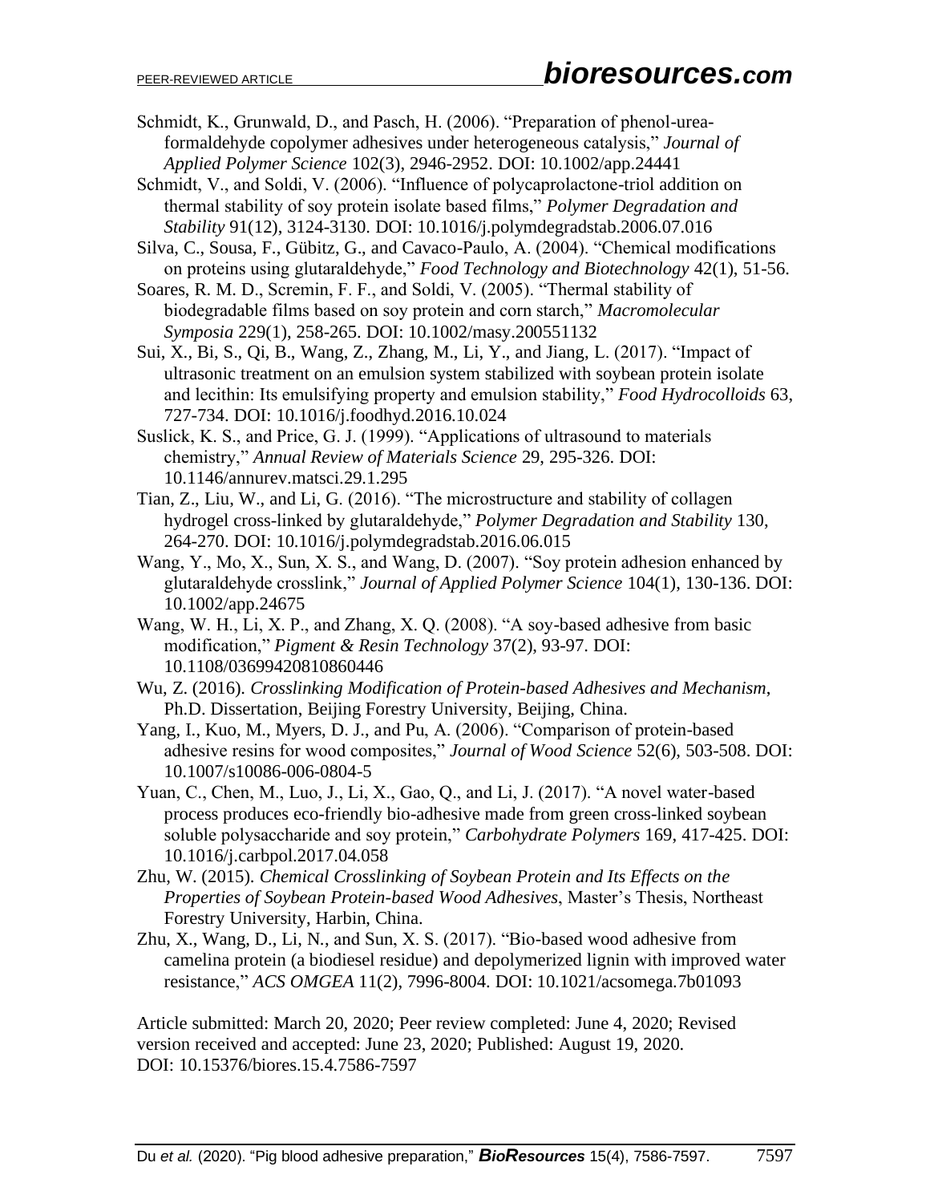Schmidt, K., Grunwald, D., and Pasch, H. (2006). "Preparation of phenol-urea-formaldehyde copolymer adhesives under heterogeneous catalysis," *Journal of Applied Polymer Science* 102(3), 2946-2952. DOI: 10.1002/app.24441

Schmidt, V., and Soldi, V. (2006). "Influence of polycaprolactone-triol addition on thermal stability of soy protein isolate based films," *Polymer Degradation and Stability* 91(12), 3124-3130. DOI: 10.1016/j.polymdegradstab.2006.07.016

Silva, C., Sousa, F., Gübitz, G., and Cavaco-Paulo, A. (2004). "Chemical modifications on proteins using glutaraldehyde," *Food Technology and Biotechnology* 42(1), 51-56.

Soares, R. M. D., Scremin, F. F., and Soldi, V. (2005). "Thermal stability of biodegradable films based on soy protein and corn starch," *Macromolecular Symposia* 229(1), 258-265. DOI: 10.1002/masy.200551132

Sui, X., Bi, S., Qi, B., Wang, Z., Zhang, M., Li, Y., and Jiang, L. (2017). "Impact of ultrasonic treatment on an emulsion system stabilized with soybean protein isolate and lecithin: Its emulsifying property and emulsion stability," *Food Hydrocolloids* 63, 727-734. DOI: 10.1016/j.foodhyd.2016.10.024

Suslick, K. S., and Price, G. J. (1999). "Applications of ultrasound to materials chemistry," *Annual Review of Materials Science* 29, 295-326. DOI: 10.1146/annurev.matsci.29.1.295

Tian, Z., Liu, W., and Li, G. (2016). "The microstructure and stability of collagen hydrogel cross-linked by glutaraldehyde," *Polymer Degradation and Stability* 130, 264-270. DOI: 10.1016/j.polymdegradstab.2016.06.015

Wang, Y., Mo, X., Sun, X. S., and Wang, D. (2007). "Soy protein adhesion enhanced by glutaraldehyde crosslink," *Journal of Applied Polymer Science* 104(1), 130-136. DOI: 10.1002/app.24675

Wang, W. H., Li, X. P., and Zhang, X. Q. (2008). "A soy-based adhesive from basic modification," *Pigment & Resin Technology* 37(2), 93-97. DOI: 10.1108/03699420810860446

Wu, Z. (2016). *Crosslinking Modification of Protein-based Adhesives and Mechanism*, Ph.D. Dissertation, Beijing Forestry University, Beijing, China.

Yang, I., Kuo, M., Myers, D. J., and Pu, A. (2006). "Comparison of protein-based adhesive resins for wood composites," *Journal of Wood Science* 52(6), 503-508. DOI: 10.1007/s10086-006-0804-5

Yuan, C., Chen, M., Luo, J., Li, X., Gao, Q., and Li, J. (2017). "A novel water-based process produces eco-friendly bio-adhesive made from green cross-linked soybean soluble polysaccharide and soy protein," *Carbohydrate Polymers* 169, 417-425. DOI: 10.1016/j.carbpol.2017.04.058

Zhu, W. (2015). *Chemical Crosslinking of Soybean Protein and Its Effects on the Properties of Soybean Protein-based Wood Adhesives*, Master's Thesis, Northeast Forestry University, Harbin, China.

Zhu, X., Wang, D., Li, N., and Sun, X. S. (2017). "Bio-based wood adhesive from camelina protein (a biodiesel residue) and depolymerized lignin with improved water resistance," *ACS OMGEA* 11(2), 7996-8004. DOI: 10.1021/acsomega.7b01093

Article submitted: March 20, 2020; Peer review completed: June 4, 2020; Revised version received and accepted: June 23, 2020; Published: August 19, 2020.
DOI: 10.15376/biores.15.4.7586-7597